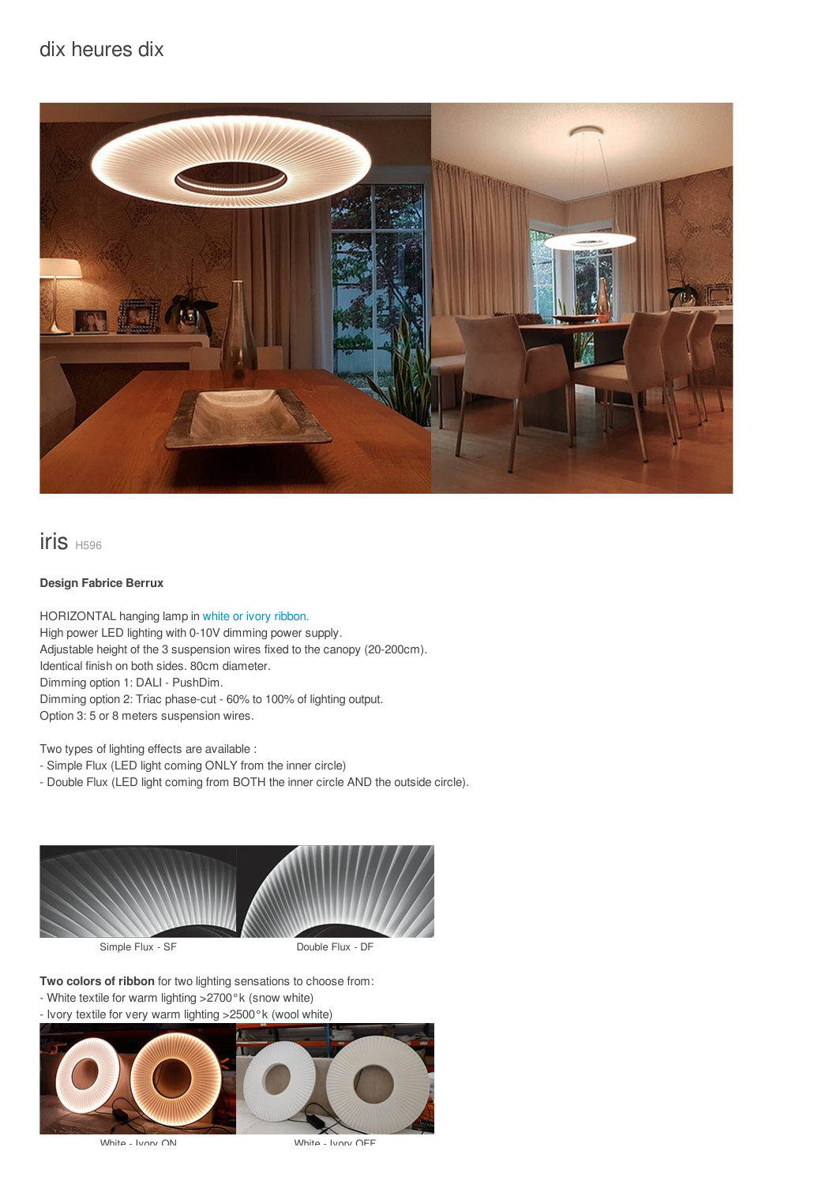dix heures dix

# iris H596

**Design Fabrice Berrux**

HORIZONTAL hanging lamp in white or ivory ribbon.
High power LED lighting with 0-10V dimming power supply.
Adjustable height of the 3 suspension wires fixed to the canopy (20-200cm).
Identical finish on both sides. 80cm diameter.
Dimming option 1: DALI - PushDim.
Dimming option 2: Triac phase-cut - 60% to 100% of lighting output.
Option 3: 5 or 8 meters suspension wires.

Two types of lighting effects are available :
- Simple Flux (LED light coming ONLY from the inner circle)
- Double Flux (LED light coming from BOTH the inner circle AND the outside circle).

Simple Flux - SF

Double Flux - DF

**Two colors of ribbon** for two lighting sensations to choose from:
- White textile for warm lighting >2700°k (snow white)
- Ivory textile for very warm lighting >2500°k (wool white)

White - Ivory ON

White - Ivory OFF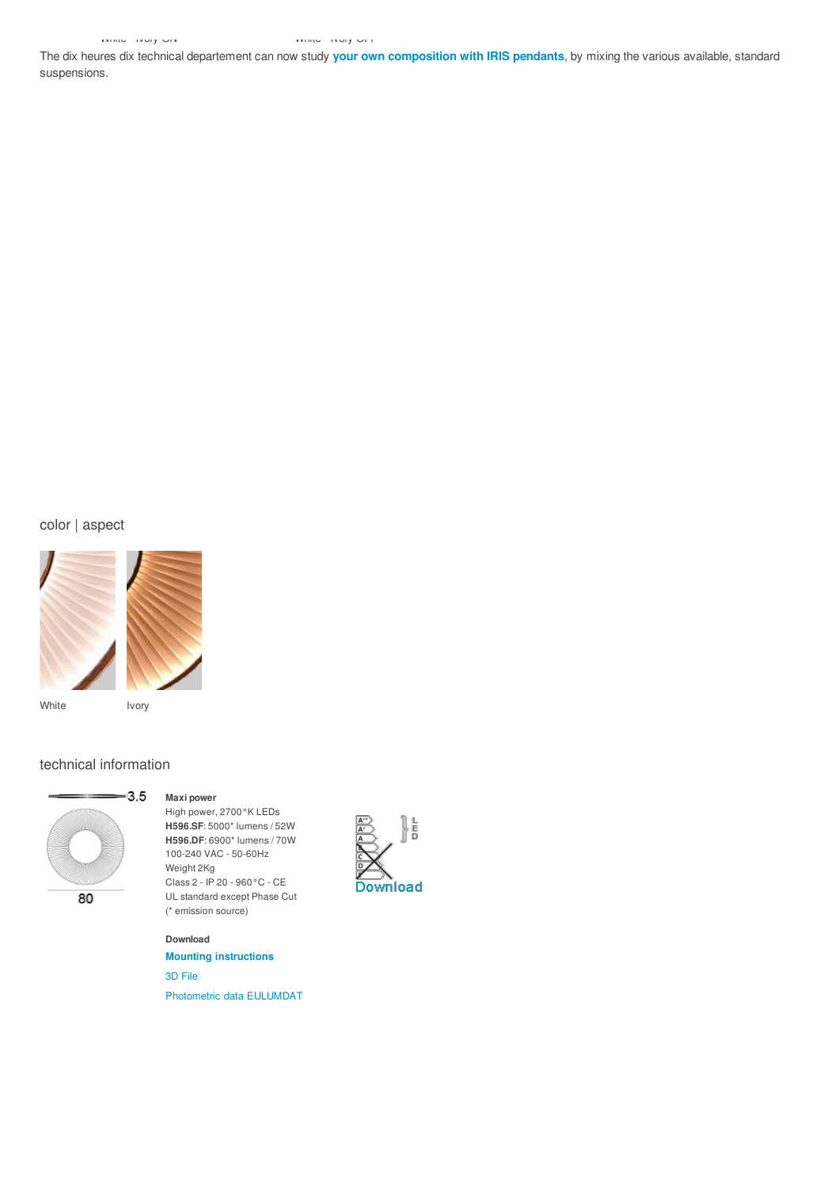The dix heures dix technical departement can now study **your own composition with IRIS pendants**, by mixing the various available, standard suspensions.

## color | aspect

White

Ivory

## technical information

3.5

80

**Maxi power**
High power, 2700°K LEDs
**H596.SF**: 5000* lumens / 52W
**H596.DF**: 6900* lumens / 70W
100-240 VAC - 50-60Hz
Weight 2Kg
Class 2 - IP 20 - 960°C - CE
UL standard except Phase Cut
(* emission source)

**Download**

**Mounting instructions**

3D File

Photometric data EULUMDAT

Download